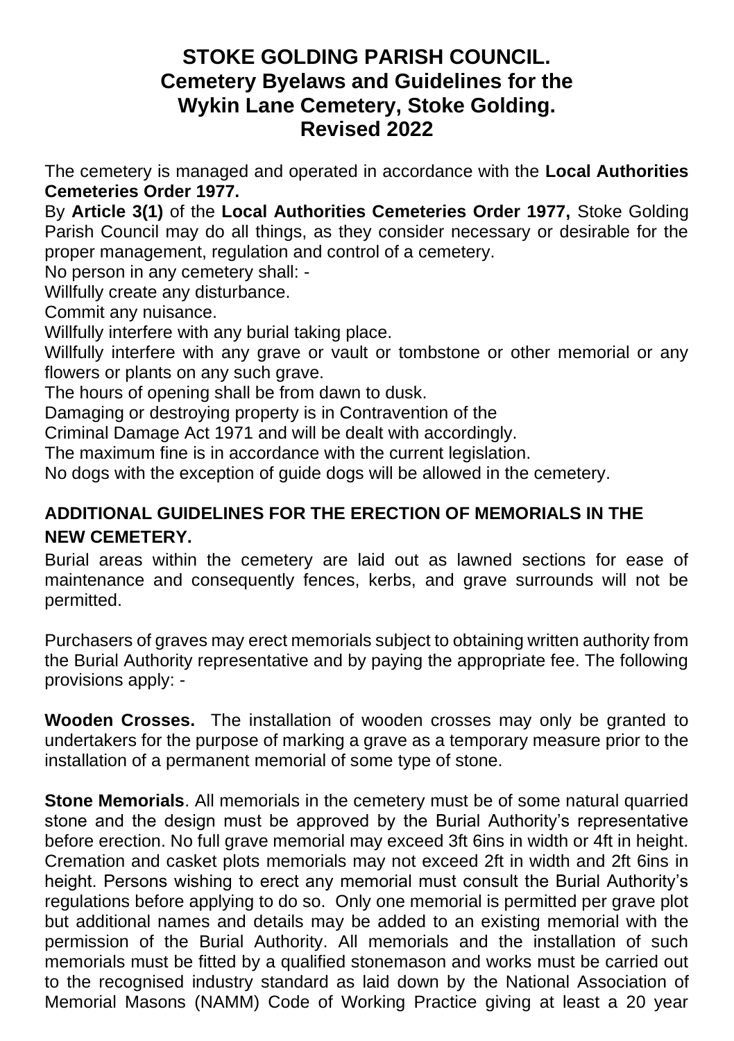# STOKE GOLDING PARISH COUNCIL.
# Cemetery Byelaws and Guidelines for the Wykin Lane Cemetery, Stoke Golding.
# Revised 2022

The cemetery is managed and operated in accordance with the **Local Authorities Cemeteries Order 1977.**

By **Article 3(1)** of the **Local Authorities Cemeteries Order 1977,** Stoke Golding Parish Council may do all things, as they consider necessary or desirable for the proper management, regulation and control of a cemetery.

No person in any cemetery shall: -

Willfully create any disturbance.

Commit any nuisance.

Willfully interfere with any burial taking place.

Willfully interfere with any grave or vault or tombstone or other memorial or any flowers or plants on any such grave.

The hours of opening shall be from dawn to dusk.

Damaging or destroying property is in Contravention of the Criminal Damage Act 1971 and will be dealt with accordingly.

The maximum fine is in accordance with the current legislation.

No dogs with the exception of guide dogs will be allowed in the cemetery.

## ADDITIONAL GUIDELINES FOR THE ERECTION OF MEMORIALS IN THE NEW CEMETERY.

Burial areas within the cemetery are laid out as lawned sections for ease of maintenance and consequently fences, kerbs, and grave surrounds will not be permitted.

Purchasers of graves may erect memorials subject to obtaining written authority from the Burial Authority representative and by paying the appropriate fee. The following provisions apply: -

**Wooden Crosses.** The installation of wooden crosses may only be granted to undertakers for the purpose of marking a grave as a temporary measure prior to the installation of a permanent memorial of some type of stone.

**Stone Memorials**. All memorials in the cemetery must be of some natural quarried stone and the design must be approved by the Burial Authority's representative before erection. No full grave memorial may exceed 3ft 6ins in width or 4ft in height. Cremation and casket plots memorials may not exceed 2ft in width and 2ft 6ins in height. Persons wishing to erect any memorial must consult the Burial Authority's regulations before applying to do so. Only one memorial is permitted per grave plot but additional names and details may be added to an existing memorial with the permission of the Burial Authority. All memorials and the installation of such memorials must be fitted by a qualified stonemason and works must be carried out to the recognised industry standard as laid down by the National Association of Memorial Masons (NAMM) Code of Working Practice giving at least a 20 year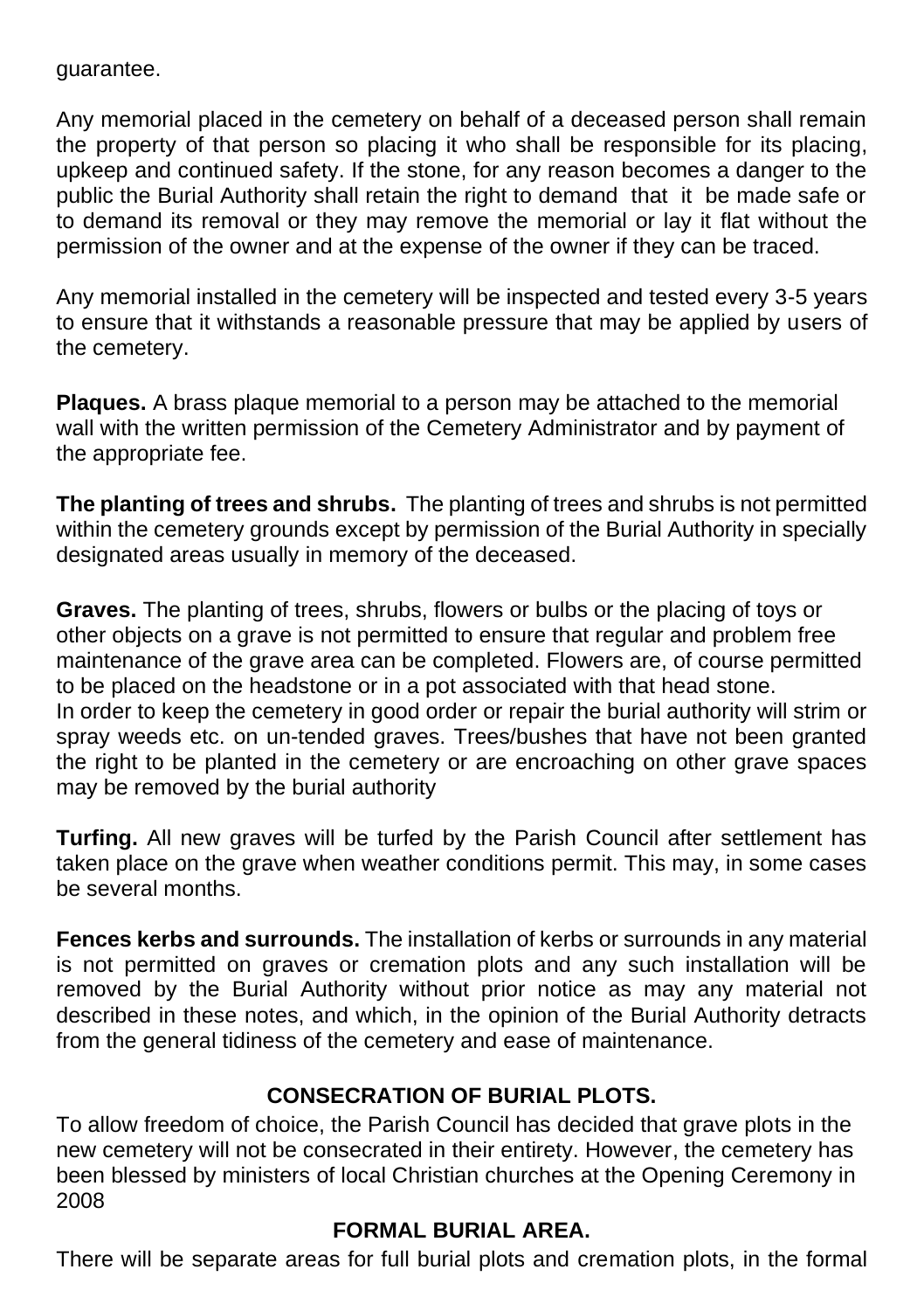guarantee.

Any memorial placed in the cemetery on behalf of a deceased person shall remain the property of that person so placing it who shall be responsible for its placing, upkeep and continued safety. If the stone, for any reason becomes a danger to the public the Burial Authority shall retain the right to demand that it be made safe or to demand its removal or they may remove the memorial or lay it flat without the permission of the owner and at the expense of the owner if they can be traced.

Any memorial installed in the cemetery will be inspected and tested every 3-5 years to ensure that it withstands a reasonable pressure that may be applied by users of the cemetery.

**Plaques.** A brass plaque memorial to a person may be attached to the memorial wall with the written permission of the Cemetery Administrator and by payment of the appropriate fee.

**The planting of trees and shrubs.** The planting of trees and shrubs is not permitted within the cemetery grounds except by permission of the Burial Authority in specially designated areas usually in memory of the deceased.

**Graves.** The planting of trees, shrubs, flowers or bulbs or the placing of toys or other objects on a grave is not permitted to ensure that regular and problem free maintenance of the grave area can be completed. Flowers are, of course permitted to be placed on the headstone or in a pot associated with that head stone.
In order to keep the cemetery in good order or repair the burial authority will strim or spray weeds etc. on un-tended graves. Trees/bushes that have not been granted the right to be planted in the cemetery or are encroaching on other grave spaces may be removed by the burial authority

**Turfing.** All new graves will be turfed by the Parish Council after settlement has taken place on the grave when weather conditions permit. This may, in some cases be several months.

**Fences kerbs and surrounds.** The installation of kerbs or surrounds in any material is not permitted on graves or cremation plots and any such installation will be removed by the Burial Authority without prior notice as may any material not described in these notes, and which, in the opinion of the Burial Authority detracts from the general tidiness of the cemetery and ease of maintenance.

## CONSECRATION OF BURIAL PLOTS.

To allow freedom of choice, the Parish Council has decided that grave plots in the new cemetery will not be consecrated in their entirety. However, the cemetery has been blessed by ministers of local Christian churches at the Opening Ceremony in 2008

## FORMAL BURIAL AREA.

There will be separate areas for full burial plots and cremation plots, in the formal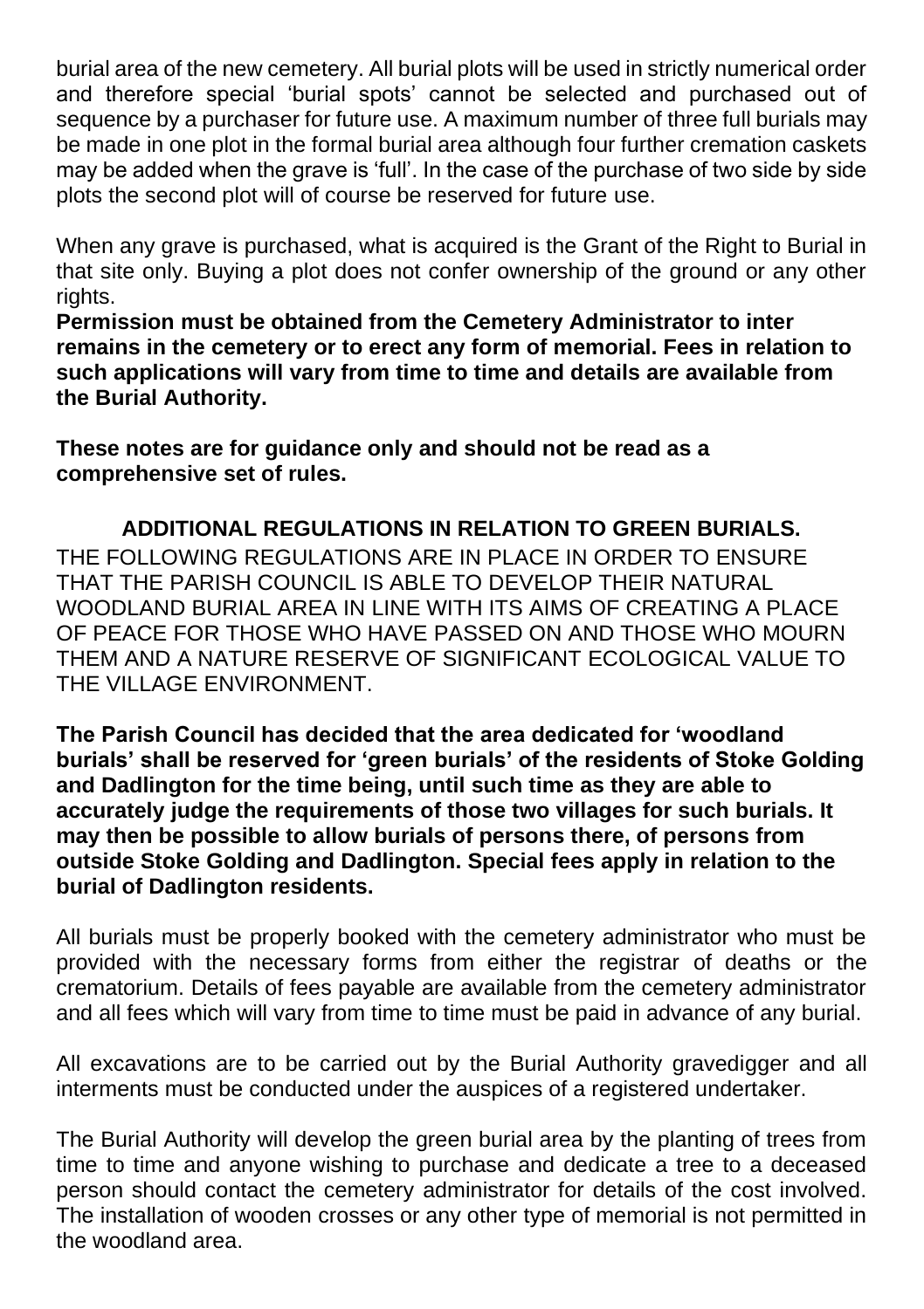burial area of the new cemetery. All burial plots will be used in strictly numerical order and therefore special 'burial spots' cannot be selected and purchased out of sequence by a purchaser for future use. A maximum number of three full burials may be made in one plot in the formal burial area although four further cremation caskets may be added when the grave is 'full'. In the case of the purchase of two side by side plots the second plot will of course be reserved for future use.

When any grave is purchased, what is acquired is the Grant of the Right to Burial in that site only. Buying a plot does not confer ownership of the ground or any other rights.

**Permission must be obtained from the Cemetery Administrator to inter remains in the cemetery or to erect any form of memorial. Fees in relation to such applications will vary from time to time and details are available from the Burial Authority.**

**These notes are for guidance only and should not be read as a comprehensive set of rules.**

## ADDITIONAL REGULATIONS IN RELATION TO GREEN BURIALS.

THE FOLLOWING REGULATIONS ARE IN PLACE IN ORDER TO ENSURE THAT THE PARISH COUNCIL IS ABLE TO DEVELOP THEIR NATURAL WOODLAND BURIAL AREA IN LINE WITH ITS AIMS OF CREATING A PLACE OF PEACE FOR THOSE WHO HAVE PASSED ON AND THOSE WHO MOURN THEM AND A NATURE RESERVE OF SIGNIFICANT ECOLOGICAL VALUE TO THE VILLAGE ENVIRONMENT.

**The Parish Council has decided that the area dedicated for 'woodland burials' shall be reserved for 'green burials' of the residents of Stoke Golding and Dadlington for the time being, until such time as they are able to accurately judge the requirements of those two villages for such burials. It may then be possible to allow burials of persons there, of persons from outside Stoke Golding and Dadlington. Special fees apply in relation to the burial of Dadlington residents.**

All burials must be properly booked with the cemetery administrator who must be provided with the necessary forms from either the registrar of deaths or the crematorium. Details of fees payable are available from the cemetery administrator and all fees which will vary from time to time must be paid in advance of any burial.

All excavations are to be carried out by the Burial Authority gravedigger and all interments must be conducted under the auspices of a registered undertaker.

The Burial Authority will develop the green burial area by the planting of trees from time to time and anyone wishing to purchase and dedicate a tree to a deceased person should contact the cemetery administrator for details of the cost involved. The installation of wooden crosses or any other type of memorial is not permitted in the woodland area.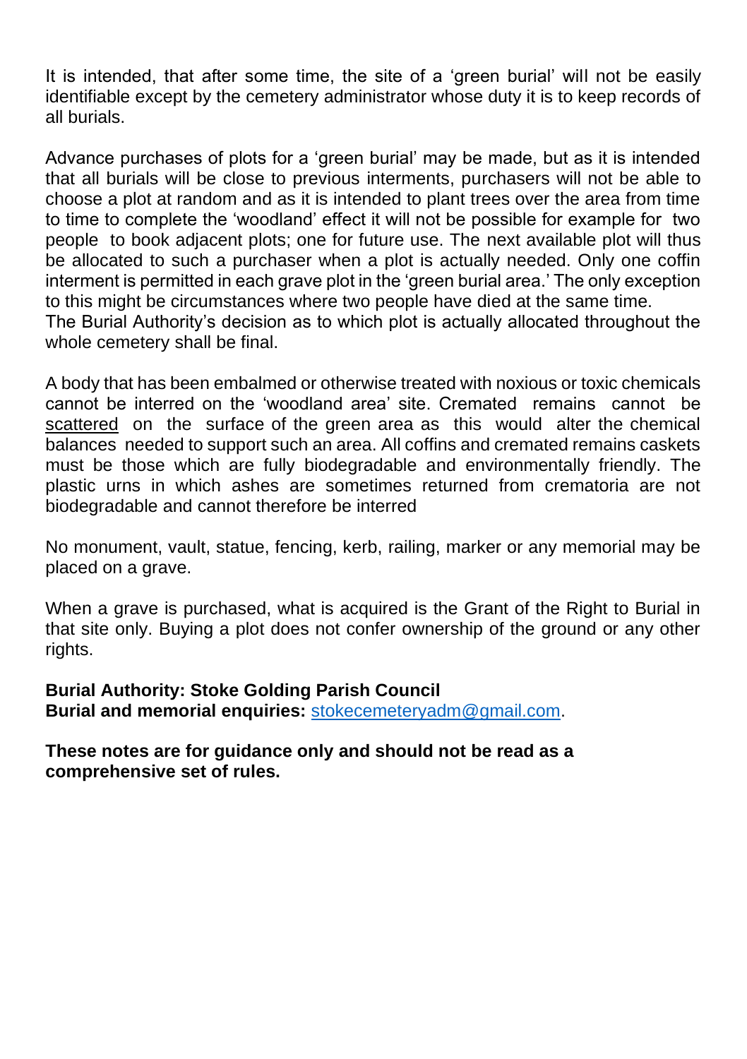It is intended, that after some time, the site of a 'green burial' will not be easily identifiable except by the cemetery administrator whose duty it is to keep records of all burials.

Advance purchases of plots for a 'green burial' may be made, but as it is intended that all burials will be close to previous interments, purchasers will not be able to choose a plot at random and as it is intended to plant trees over the area from time to time to complete the 'woodland' effect it will not be possible for example for two people to book adjacent plots; one for future use. The next available plot will thus be allocated to such a purchaser when a plot is actually needed. Only one coffin interment is permitted in each grave plot in the 'green burial area.' The only exception to this might be circumstances where two people have died at the same time.
The Burial Authority's decision as to which plot is actually allocated throughout the whole cemetery shall be final.

A body that has been embalmed or otherwise treated with noxious or toxic chemicals cannot be interred on the 'woodland area' site. Cremated remains cannot be scattered on the surface of the green area as this would alter the chemical balances needed to support such an area. All coffins and cremated remains caskets must be those which are fully biodegradable and environmentally friendly. The plastic urns in which ashes are sometimes returned from crematoria are not biodegradable and cannot therefore be interred

No monument, vault, statue, fencing, kerb, railing, marker or any memorial may be placed on a grave.

When a grave is purchased, what is acquired is the Grant of the Right to Burial in that site only. Buying a plot does not confer ownership of the ground or any other rights.

**Burial Authority: Stoke Golding Parish Council**
**Burial and memorial enquiries:** stokecemeteryadm@gmail.com.

**These notes are for guidance only and should not be read as a comprehensive set of rules.**